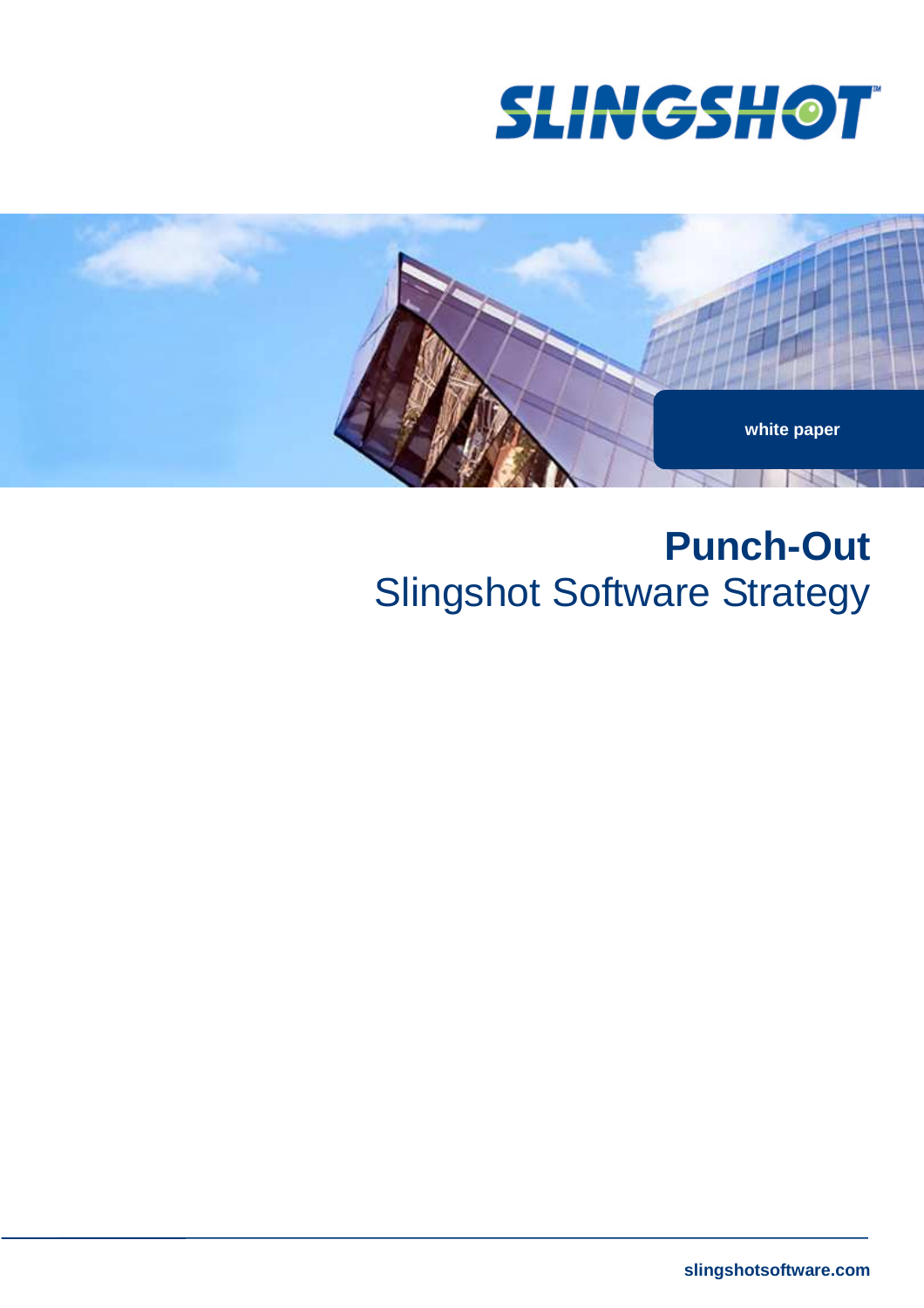SLINGSHOT

white paper

# Punch-Out

## Slingshot Software Strategy

slingshotsoftware.com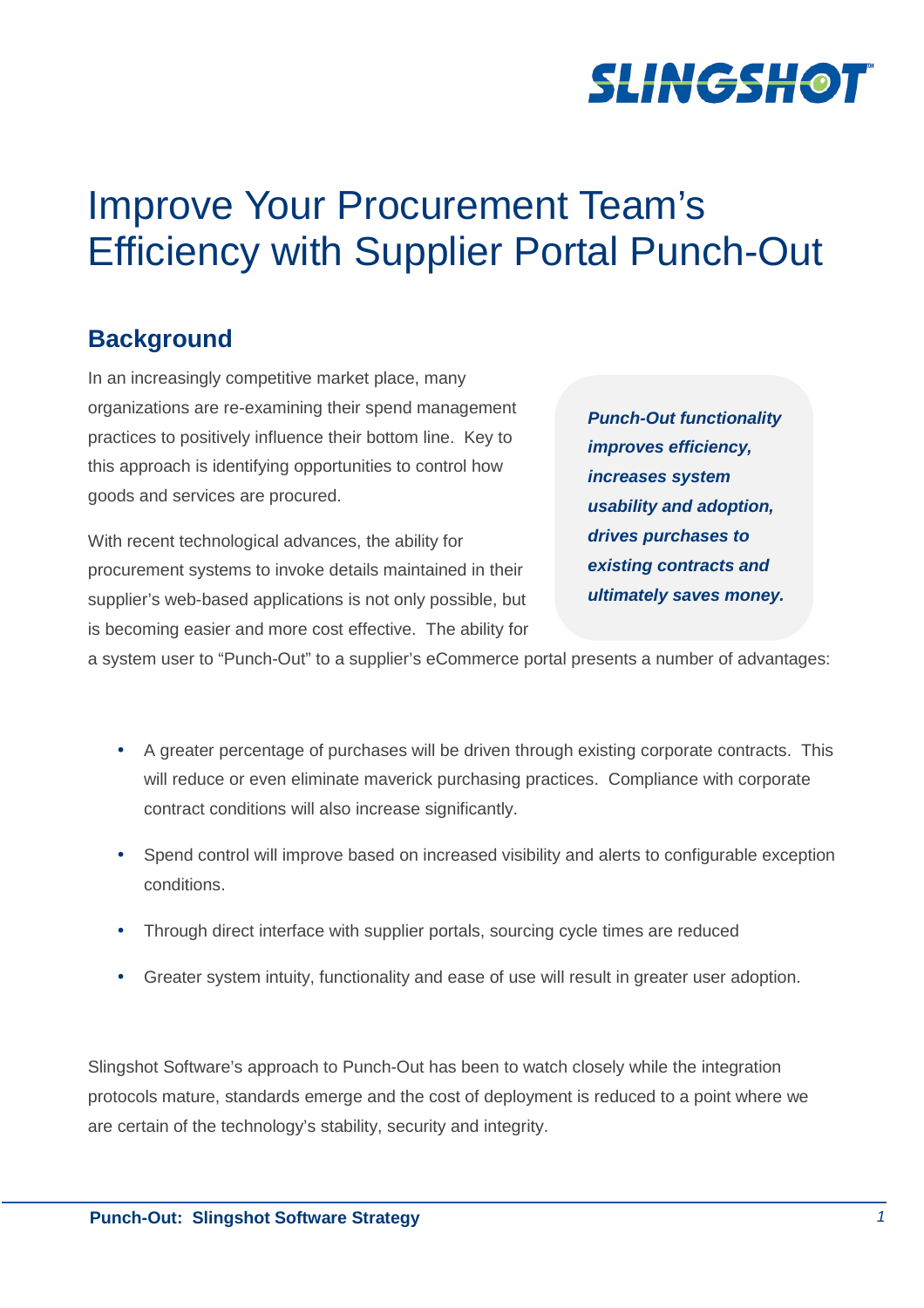# Improve Your Procurement Team's Efficiency with Supplier Portal Punch-Out

## Background

In an increasingly competitive market place, many organizations are re-examining their spend management practices to positively influence their bottom line. Key to this approach is identifying opportunities to control how goods and services are procured.

***Punch-Out functionality improves efficiency, increases system usability and adoption, drives purchases to existing contracts and ultimately saves money.***

With recent technological advances, the ability for procurement systems to invoke details maintained in their supplier's web-based applications is not only possible, but is becoming easier and more cost effective. The ability for a system user to "Punch-Out" to a supplier's eCommerce portal presents a number of advantages:

- A greater percentage of purchases will be driven through existing corporate contracts. This will reduce or even eliminate maverick purchasing practices. Compliance with corporate contract conditions will also increase significantly.
- Spend control will improve based on increased visibility and alerts to configurable exception conditions.
- Through direct interface with supplier portals, sourcing cycle times are reduced
- Greater system intuity, functionality and ease of use will result in greater user adoption.

Slingshot Software's approach to Punch-Out has been to watch closely while the integration protocols mature, standards emerge and the cost of deployment is reduced to a point where we are certain of the technology's stability, security and integrity.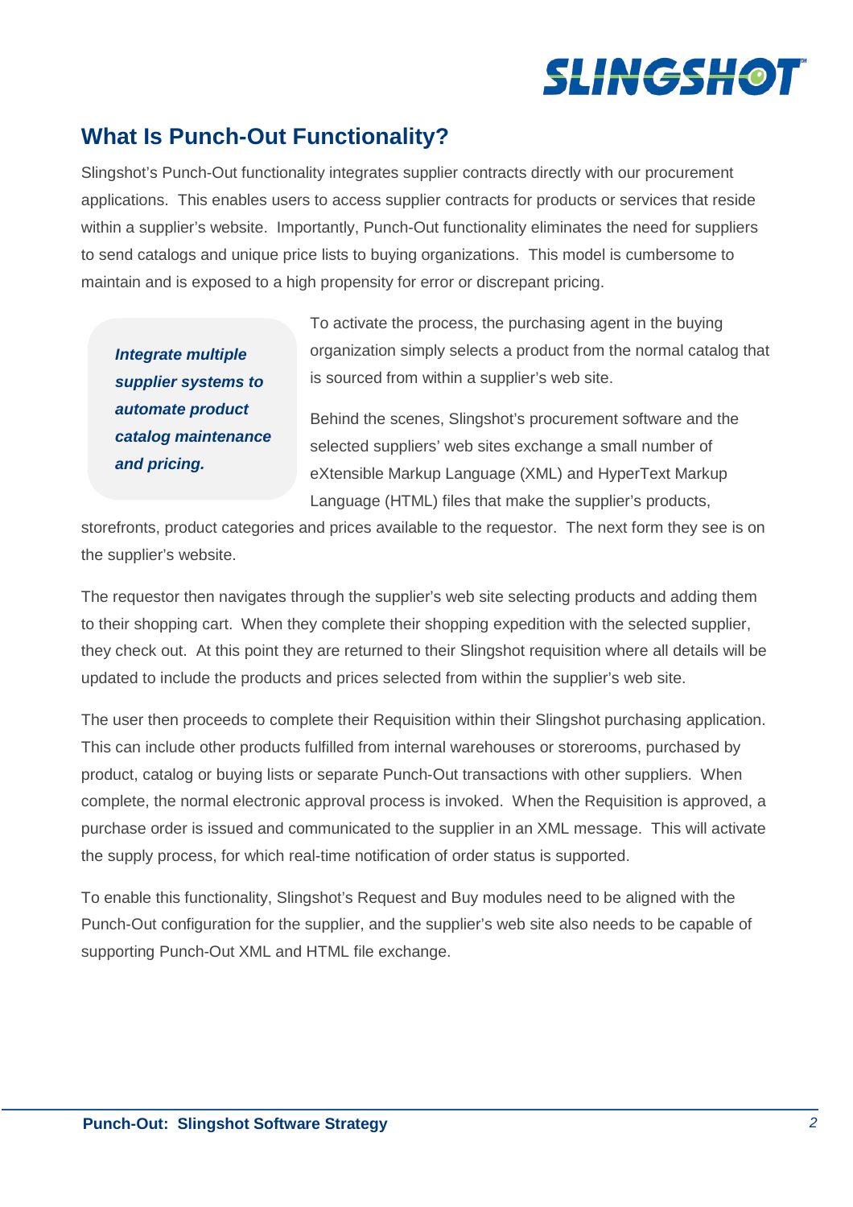## What Is Punch-Out Functionality?

Slingshot's Punch-Out functionality integrates supplier contracts directly with our procurement applications. This enables users to access supplier contracts for products or services that reside within a supplier's website. Importantly, Punch-Out functionality eliminates the need for suppliers to send catalogs and unique price lists to buying organizations. This model is cumbersome to maintain and is exposed to a high propensity for error or discrepant pricing.

> ***Integrate multiple supplier systems to automate product catalog maintenance and pricing.***

To activate the process, the purchasing agent in the buying organization simply selects a product from the normal catalog that is sourced from within a supplier's web site.

Behind the scenes, Slingshot's procurement software and the selected suppliers' web sites exchange a small number of eXtensible Markup Language (XML) and HyperText Markup Language (HTML) files that make the supplier's products, storefronts, product categories and prices available to the requestor. The next form they see is on the supplier's website.

The requestor then navigates through the supplier's web site selecting products and adding them to their shopping cart. When they complete their shopping expedition with the selected supplier, they check out. At this point they are returned to their Slingshot requisition where all details will be updated to include the products and prices selected from within the supplier's web site.

The user then proceeds to complete their Requisition within their Slingshot purchasing application. This can include other products fulfilled from internal warehouses or storerooms, purchased by product, catalog or buying lists or separate Punch-Out transactions with other suppliers. When complete, the normal electronic approval process is invoked. When the Requisition is approved, a purchase order is issued and communicated to the supplier in an XML message. This will activate the supply process, for which real-time notification of order status is supported.

To enable this functionality, Slingshot's Request and Buy modules need to be aligned with the Punch-Out configuration for the supplier, and the supplier's web site also needs to be capable of supporting Punch-Out XML and HTML file exchange.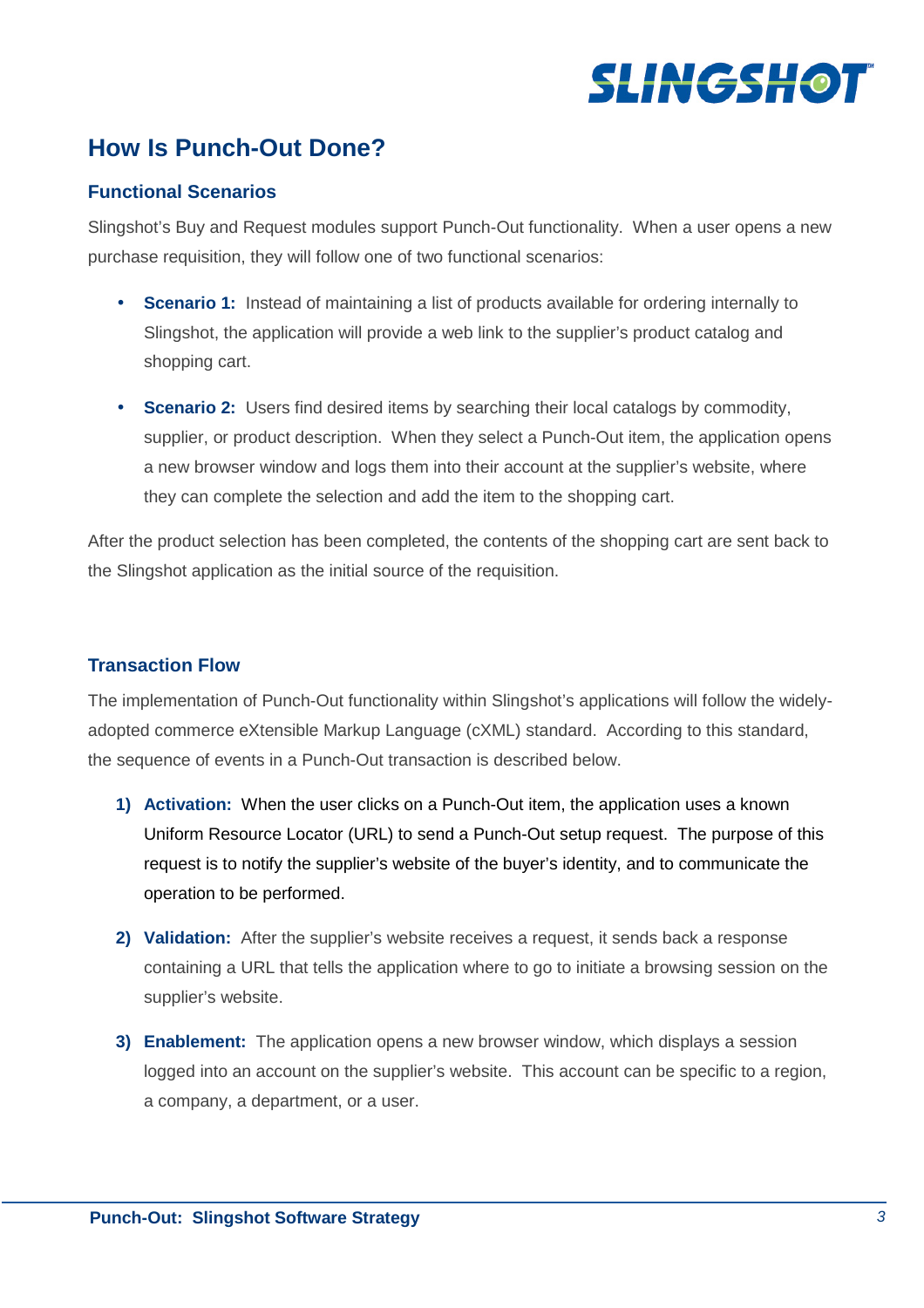## How Is Punch-Out Done?

### Functional Scenarios

Slingshot's Buy and Request modules support Punch-Out functionality. When a user opens a new purchase requisition, they will follow one of two functional scenarios:

- **Scenario 1:** Instead of maintaining a list of products available for ordering internally to Slingshot, the application will provide a web link to the supplier's product catalog and shopping cart.
- **Scenario 2:** Users find desired items by searching their local catalogs by commodity, supplier, or product description. When they select a Punch-Out item, the application opens a new browser window and logs them into their account at the supplier's website, where they can complete the selection and add the item to the shopping cart.

After the product selection has been completed, the contents of the shopping cart are sent back to the Slingshot application as the initial source of the requisition.

### Transaction Flow

The implementation of Punch-Out functionality within Slingshot's applications will follow the widely-adopted commerce eXtensible Markup Language (cXML) standard. According to this standard, the sequence of events in a Punch-Out transaction is described below.

1) **Activation:** When the user clicks on a Punch-Out item, the application uses a known Uniform Resource Locator (URL) to send a Punch-Out setup request. The purpose of this request is to notify the supplier's website of the buyer's identity, and to communicate the operation to be performed.
2) **Validation:** After the supplier's website receives a request, it sends back a response containing a URL that tells the application where to go to initiate a browsing session on the supplier's website.
3) **Enablement:** The application opens a new browser window, which displays a session logged into an account on the supplier's website. This account can be specific to a region, a company, a department, or a user.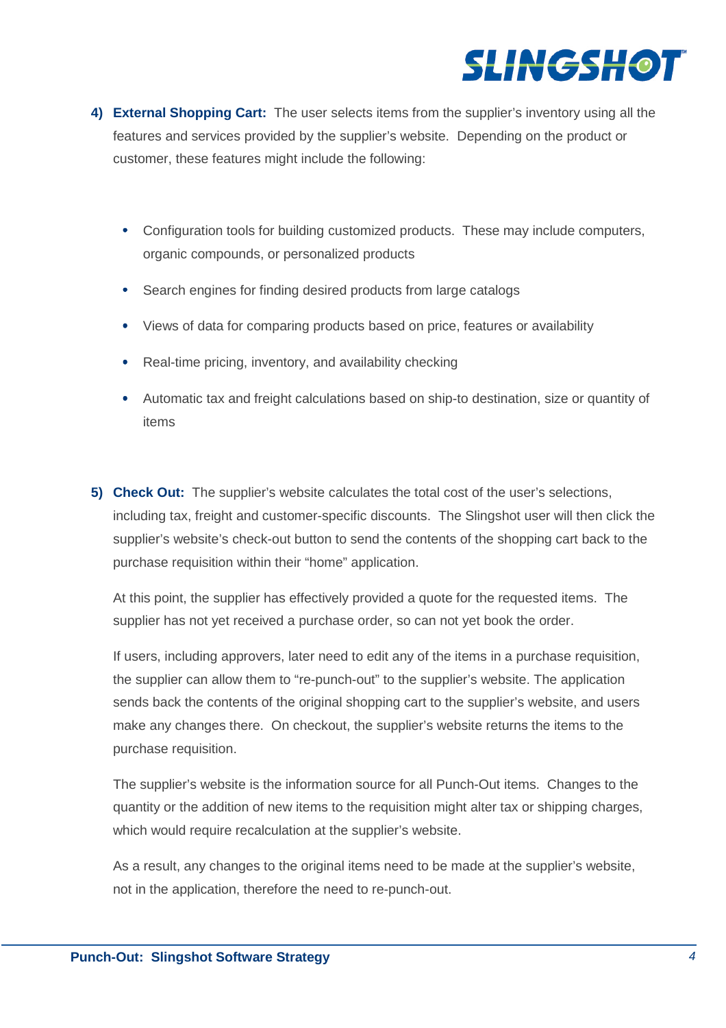4) **External Shopping Cart:** The user selects items from the supplier's inventory using all the features and services provided by the supplier's website. Depending on the product or customer, these features might include the following:

   - Configuration tools for building customized products. These may include computers, organic compounds, or personalized products
   - Search engines for finding desired products from large catalogs
   - Views of data for comparing products based on price, features or availability
   - Real-time pricing, inventory, and availability checking
   - Automatic tax and freight calculations based on ship-to destination, size or quantity of items

5) **Check Out:** The supplier's website calculates the total cost of the user's selections, including tax, freight and customer-specific discounts. The Slingshot user will then click the supplier's website's check-out button to send the contents of the shopping cart back to the purchase requisition within their "home" application.

   At this point, the supplier has effectively provided a quote for the requested items. The supplier has not yet received a purchase order, so can not yet book the order.

   If users, including approvers, later need to edit any of the items in a purchase requisition, the supplier can allow them to "re-punch-out" to the supplier's website. The application sends back the contents of the original shopping cart to the supplier's website, and users make any changes there. On checkout, the supplier's website returns the items to the purchase requisition.

   The supplier's website is the information source for all Punch-Out items. Changes to the quantity or the addition of new items to the requisition might alter tax or shipping charges, which would require recalculation at the supplier's website.

   As a result, any changes to the original items need to be made at the supplier's website, not in the application, therefore the need to re-punch-out.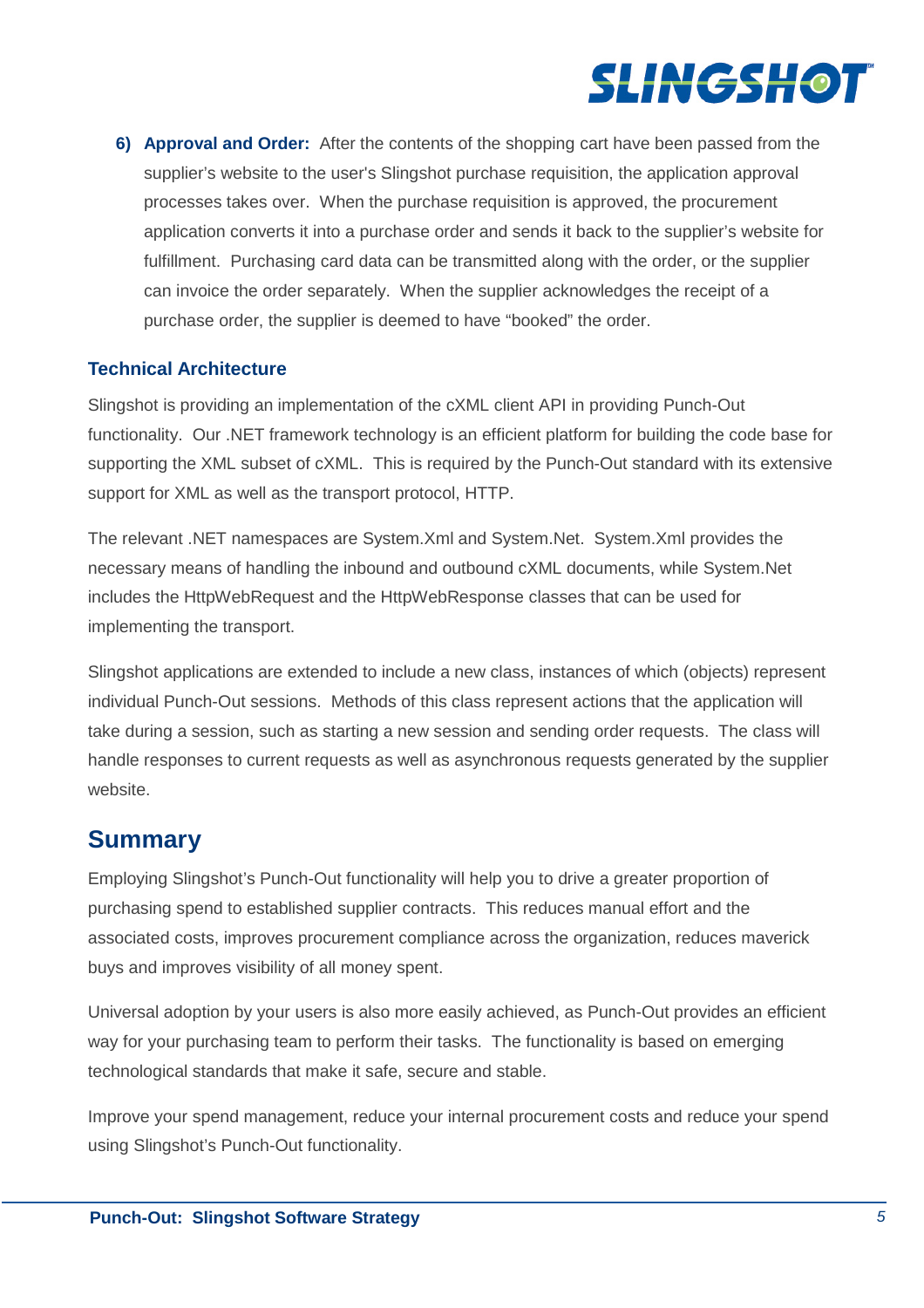6) **Approval and Order:** After the contents of the shopping cart have been passed from the supplier's website to the user's Slingshot purchase requisition, the application approval processes takes over. When the purchase requisition is approved, the procurement application converts it into a purchase order and sends it back to the supplier's website for fulfillment. Purchasing card data can be transmitted along with the order, or the supplier can invoice the order separately. When the supplier acknowledges the receipt of a purchase order, the supplier is deemed to have "booked" the order.

### Technical Architecture

Slingshot is providing an implementation of the cXML client API in providing Punch-Out functionality. Our .NET framework technology is an efficient platform for building the code base for supporting the XML subset of cXML. This is required by the Punch-Out standard with its extensive support for XML as well as the transport protocol, HTTP.

The relevant .NET namespaces are System.Xml and System.Net. System.Xml provides the necessary means of handling the inbound and outbound cXML documents, while System.Net includes the HttpWebRequest and the HttpWebResponse classes that can be used for implementing the transport.

Slingshot applications are extended to include a new class, instances of which (objects) represent individual Punch-Out sessions. Methods of this class represent actions that the application will take during a session, such as starting a new session and sending order requests. The class will handle responses to current requests as well as asynchronous requests generated by the supplier website.

## Summary

Employing Slingshot's Punch-Out functionality will help you to drive a greater proportion of purchasing spend to established supplier contracts. This reduces manual effort and the associated costs, improves procurement compliance across the organization, reduces maverick buys and improves visibility of all money spent.

Universal adoption by your users is also more easily achieved, as Punch-Out provides an efficient way for your purchasing team to perform their tasks. The functionality is based on emerging technological standards that make it safe, secure and stable.

Improve your spend management, reduce your internal procurement costs and reduce your spend using Slingshot's Punch-Out functionality.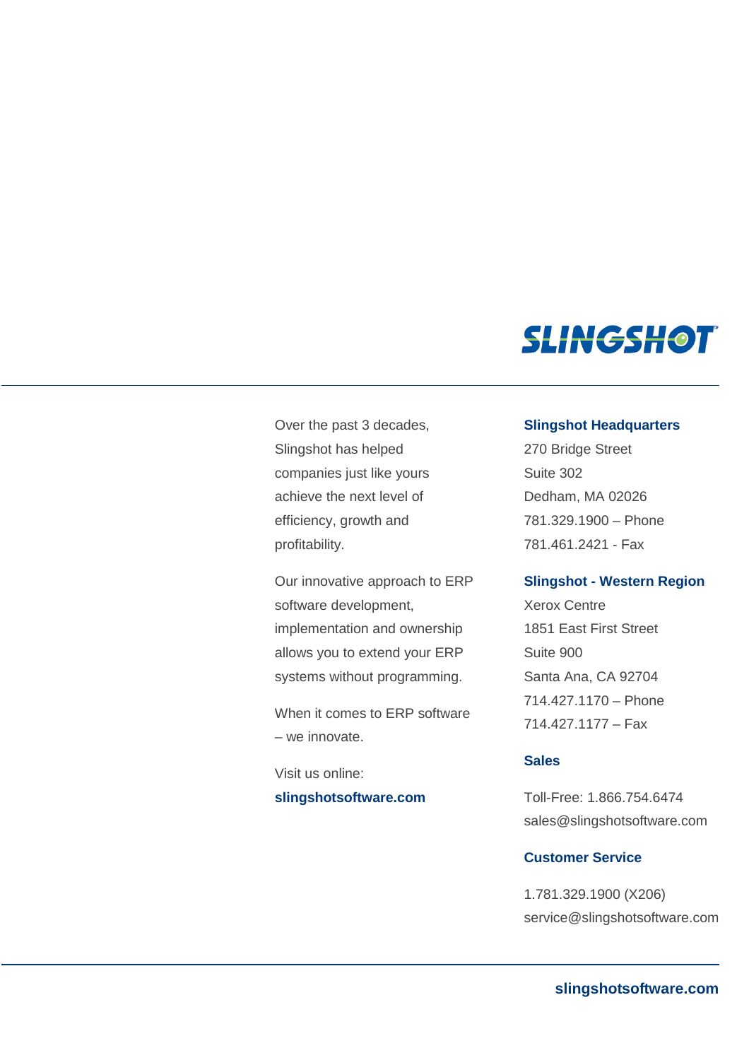SLINGSHOT

Over the past 3 decades, Slingshot has helped companies just like yours achieve the next level of efficiency, growth and profitability.

Our innovative approach to ERP software development, implementation and ownership allows you to extend your ERP systems without programming.

When it comes to ERP software – we innovate.

Visit us online:
**slingshotsoftware.com**

**Slingshot Headquarters**
270 Bridge Street
Suite 302
Dedham, MA 02026
781.329.1900 – Phone
781.461.2421 - Fax

**Slingshot - Western Region**
Xerox Centre
1851 East First Street
Suite 900
Santa Ana, CA 92704
714.427.1170 – Phone
714.427.1177 – Fax

**Sales**

Toll-Free: 1.866.754.6474
sales@slingshotsoftware.com

**Customer Service**

1.781.329.1900 (X206)
service@slingshotsoftware.com

**slingshotsoftware.com**